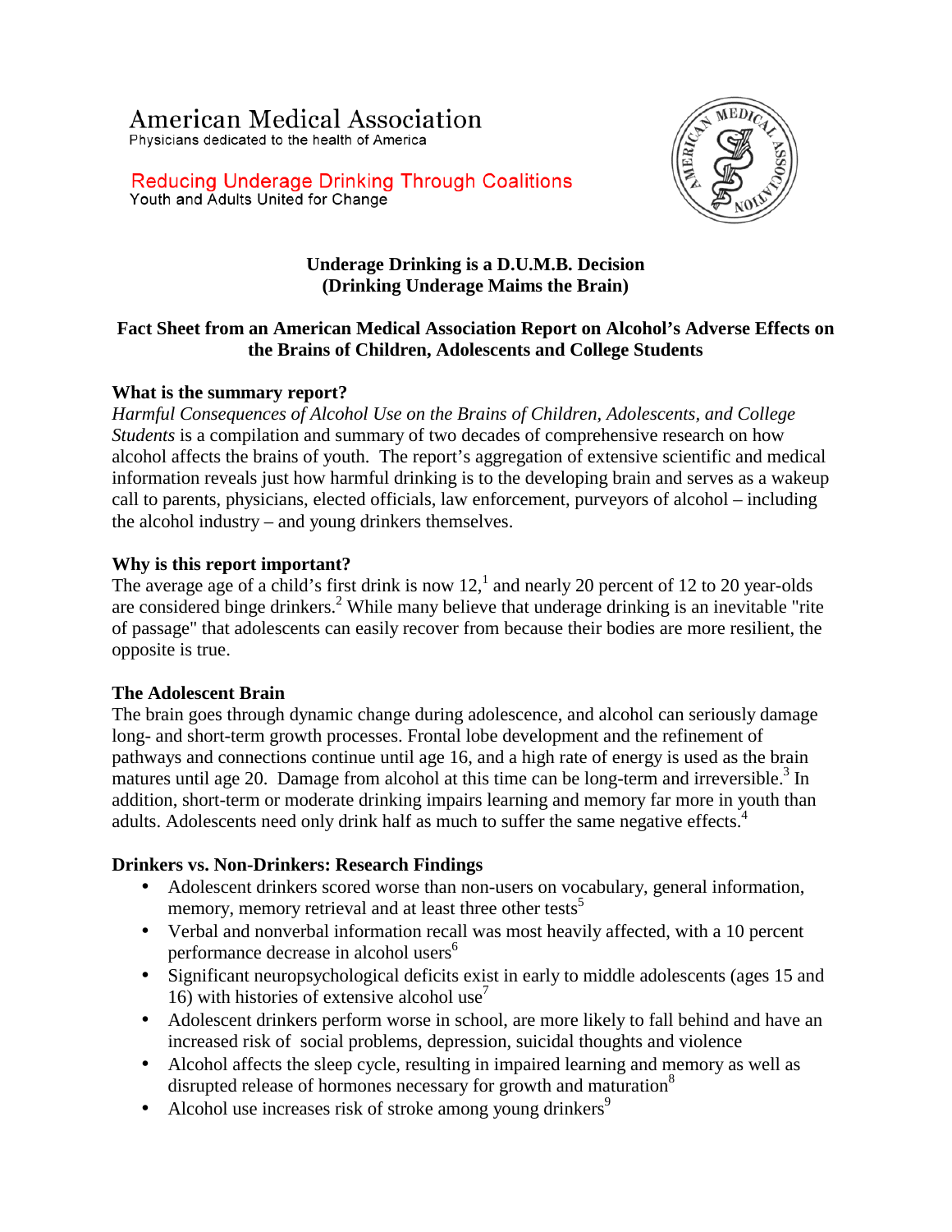# American Medical Association

Physicians dedicated to the health of America

## Reducing Underage Drinking Through Coalitions

Youth and Adults United for Change

**Underage Drinking is a D.U.M.B. Decision**
**(Drinking Underage Maims the Brain)**

**Fact Sheet from an American Medical Association Report on Alcohol's Adverse Effects on the Brains of Children, Adolescents and College Students**

### What is the summary report?

*Harmful Consequences of Alcohol Use on the Brains of Children, Adolescents, and College Students* is a compilation and summary of two decades of comprehensive research on how alcohol affects the brains of youth. The report's aggregation of extensive scientific and medical information reveals just how harmful drinking is to the developing brain and serves as a wakeup call to parents, physicians, elected officials, law enforcement, purveyors of alcohol – including the alcohol industry – and young drinkers themselves.

### Why is this report important?

The average age of a child's first drink is now 12,[1] and nearly 20 percent of 12 to 20 year-olds are considered binge drinkers.[2] While many believe that underage drinking is an inevitable "rite of passage" that adolescents can easily recover from because their bodies are more resilient, the opposite is true.

### The Adolescent Brain

The brain goes through dynamic change during adolescence, and alcohol can seriously damage long- and short-term growth processes. Frontal lobe development and the refinement of pathways and connections continue until age 16, and a high rate of energy is used as the brain matures until age 20. Damage from alcohol at this time can be long-term and irreversible.[3] In addition, short-term or moderate drinking impairs learning and memory far more in youth than adults. Adolescents need only drink half as much to suffer the same negative effects.[4]

### Drinkers vs. Non-Drinkers: Research Findings

- Adolescent drinkers scored worse than non-users on vocabulary, general information, memory, memory retrieval and at least three other tests[5]
- Verbal and nonverbal information recall was most heavily affected, with a 10 percent performance decrease in alcohol users[6]
- Significant neuropsychological deficits exist in early to middle adolescents (ages 15 and 16) with histories of extensive alcohol use[7]
- Adolescent drinkers perform worse in school, are more likely to fall behind and have an increased risk of social problems, depression, suicidal thoughts and violence
- Alcohol affects the sleep cycle, resulting in impaired learning and memory as well as disrupted release of hormones necessary for growth and maturation[8]
- Alcohol use increases risk of stroke among young drinkers[9]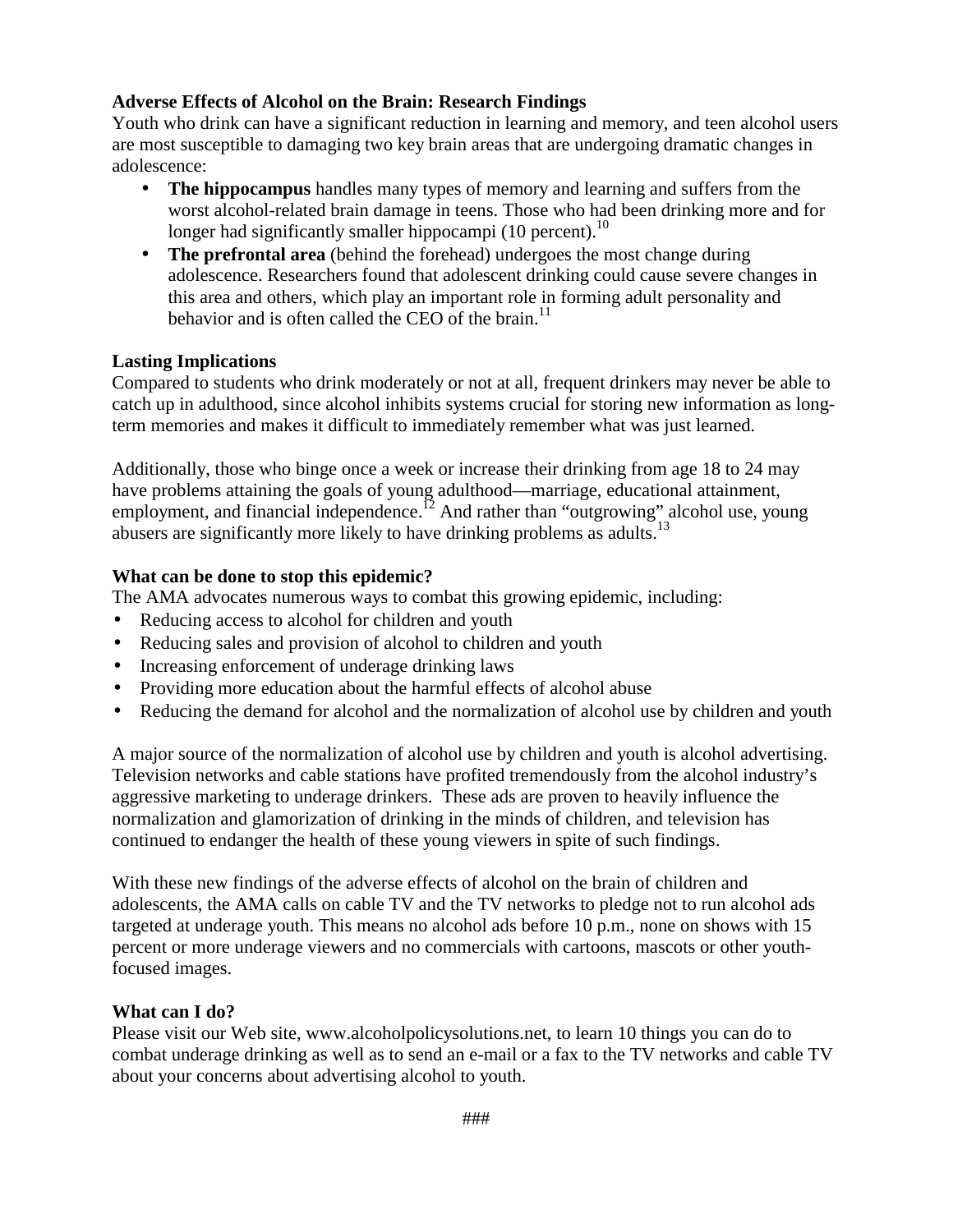**Adverse Effects of Alcohol on the Brain: Research Findings**

Youth who drink can have a significant reduction in learning and memory, and teen alcohol users are most susceptible to damaging two key brain areas that are undergoing dramatic changes in adolescence:

- **The hippocampus** handles many types of memory and learning and suffers from the worst alcohol-related brain damage in teens. Those who had been drinking more and for longer had significantly smaller hippocampi (10 percent).[10]
- **The prefrontal area** (behind the forehead) undergoes the most change during adolescence. Researchers found that adolescent drinking could cause severe changes in this area and others, which play an important role in forming adult personality and behavior and is often called the CEO of the brain.[11]

**Lasting Implications**

Compared to students who drink moderately or not at all, frequent drinkers may never be able to catch up in adulthood, since alcohol inhibits systems crucial for storing new information as long-term memories and makes it difficult to immediately remember what was just learned.

Additionally, those who binge once a week or increase their drinking from age 18 to 24 may have problems attaining the goals of young adulthood—marriage, educational attainment, employment, and financial independence.[12] And rather than "outgrowing" alcohol use, young abusers are significantly more likely to have drinking problems as adults.[13]

**What can be done to stop this epidemic?**

The AMA advocates numerous ways to combat this growing epidemic, including:

- Reducing access to alcohol for children and youth
- Reducing sales and provision of alcohol to children and youth
- Increasing enforcement of underage drinking laws
- Providing more education about the harmful effects of alcohol abuse
- Reducing the demand for alcohol and the normalization of alcohol use by children and youth

A major source of the normalization of alcohol use by children and youth is alcohol advertising. Television networks and cable stations have profited tremendously from the alcohol industry's aggressive marketing to underage drinkers. These ads are proven to heavily influence the normalization and glamorization of drinking in the minds of children, and television has continued to endanger the health of these young viewers in spite of such findings.

With these new findings of the adverse effects of alcohol on the brain of children and adolescents, the AMA calls on cable TV and the TV networks to pledge not to run alcohol ads targeted at underage youth. This means no alcohol ads before 10 p.m., none on shows with 15 percent or more underage viewers and no commercials with cartoons, mascots or other youth-focused images.

**What can I do?**

Please visit our Web site, www.alcoholpolicysolutions.net, to learn 10 things you can do to combat underage drinking as well as to send an e-mail or a fax to the TV networks and cable TV about your concerns about advertising alcohol to youth.

###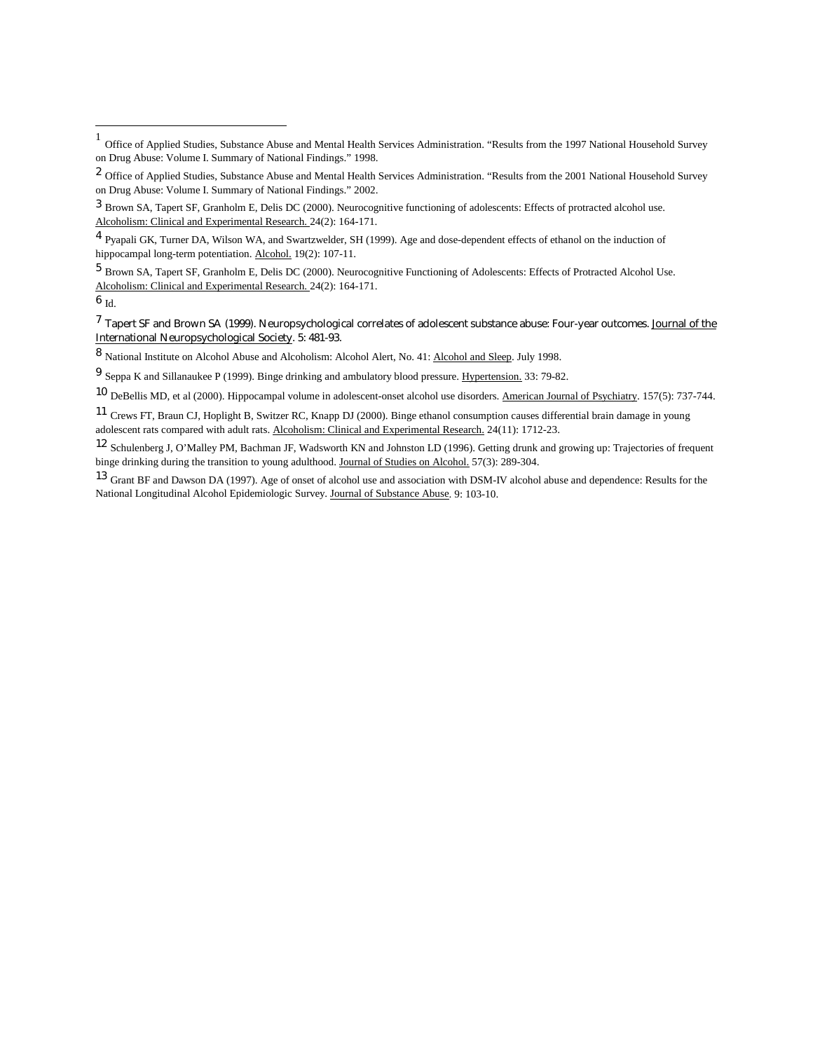---

[1] Office of Applied Studies, Substance Abuse and Mental Health Services Administration. "Results from the 1997 National Household Survey on Drug Abuse: Volume I. Summary of National Findings." 1998.

[2] Office of Applied Studies, Substance Abuse and Mental Health Services Administration. "Results from the 2001 National Household Survey on Drug Abuse: Volume I. Summary of National Findings." 2002.

[3] Brown SA, Tapert SF, Granholm E, Delis DC (2000). Neurocognitive functioning of adolescents: Effects of protracted alcohol use. Alcoholism: Clinical and Experimental Research. 24(2): 164-171.

[4] Pyapali GK, Turner DA, Wilson WA, and Swartzwelder, SH (1999). Age and dose-dependent effects of ethanol on the induction of hippocampal long-term potentiation. Alcohol. 19(2): 107-11.

[5] Brown SA, Tapert SF, Granholm E, Delis DC (2000). Neurocognitive Functioning of Adolescents: Effects of Protracted Alcohol Use. Alcoholism: Clinical and Experimental Research. 24(2): 164-171.

[6] Id.

[7] Tapert SF and Brown SA (1999). Neuropsychological correlates of adolescent substance abuse: Four-year outcomes. Journal of the International Neuropsychological Society. 5: 481-93.

[8] National Institute on Alcohol Abuse and Alcoholism: Alcohol Alert, No. 41: Alcohol and Sleep. July 1998.

[9] Seppa K and Sillanaukee P (1999). Binge drinking and ambulatory blood pressure. Hypertension. 33: 79-82.

[10] DeBellis MD, et al (2000). Hippocampal volume in adolescent-onset alcohol use disorders. American Journal of Psychiatry. 157(5): 737-744.

[11] Crews FT, Braun CJ, Hoplight B, Switzer RC, Knapp DJ (2000). Binge ethanol consumption causes differential brain damage in young adolescent rats compared with adult rats. Alcoholism: Clinical and Experimental Research. 24(11): 1712-23.

[12] Schulenberg J, O'Malley PM, Bachman JF, Wadsworth KN and Johnston LD (1996). Getting drunk and growing up: Trajectories of frequent binge drinking during the transition to young adulthood. Journal of Studies on Alcohol. 57(3): 289-304.

[13] Grant BF and Dawson DA (1997). Age of onset of alcohol use and association with DSM-IV alcohol abuse and dependence: Results for the National Longitudinal Alcohol Epidemiologic Survey. Journal of Substance Abuse. 9: 103-10.